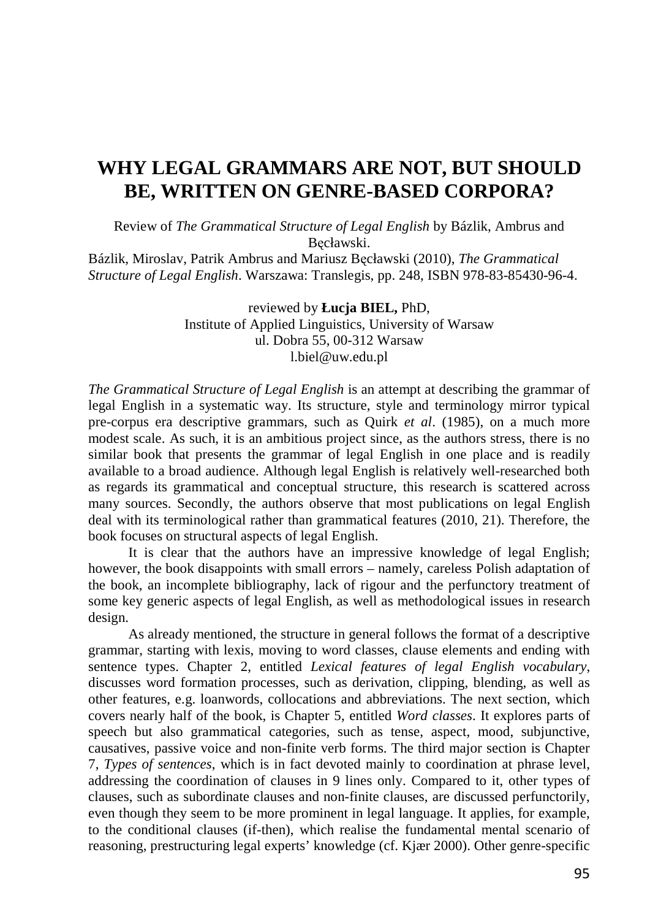# WHY LEGAL GRAMMARS ARE NOT, BUT SHOULD BE, WRITTEN ON GENRE-BASED CORPORA?

Review of *The Grammatical Structure of Legal English* by Bázlik, Ambrus and Bęcławski.

Bázlik, Miroslav, Patrik Ambrus and Mariusz Bęcławski (2010), *The Grammatical Structure of Legal English*. Warszawa: Translegis, pp. 248, ISBN 978-83-85430-96-4.

reviewed by **Łucja BIEL,** PhD,
Institute of Applied Linguistics, University of Warsaw
ul. Dobra 55, 00-312 Warsaw
l.biel@uw.edu.pl

*The Grammatical Structure of Legal English* is an attempt at describing the grammar of legal English in a systematic way. Its structure, style and terminology mirror typical pre-corpus era descriptive grammars, such as Quirk *et al*. (1985), on a much more modest scale. As such, it is an ambitious project since, as the authors stress, there is no similar book that presents the grammar of legal English in one place and is readily available to a broad audience. Although legal English is relatively well-researched both as regards its grammatical and conceptual structure, this research is scattered across many sources. Secondly, the authors observe that most publications on legal English deal with its terminological rather than grammatical features (2010, 21). Therefore, the book focuses on structural aspects of legal English.

It is clear that the authors have an impressive knowledge of legal English; however, the book disappoints with small errors – namely, careless Polish adaptation of the book, an incomplete bibliography, lack of rigour and the perfunctory treatment of some key generic aspects of legal English, as well as methodological issues in research design.

As already mentioned, the structure in general follows the format of a descriptive grammar, starting with lexis, moving to word classes, clause elements and ending with sentence types. Chapter 2, entitled *Lexical features of legal English vocabulary*, discusses word formation processes, such as derivation, clipping, blending, as well as other features, e.g. loanwords, collocations and abbreviations. The next section, which covers nearly half of the book, is Chapter 5, entitled *Word classes*. It explores parts of speech but also grammatical categories, such as tense, aspect, mood, subjunctive, causatives, passive voice and non-finite verb forms. The third major section is Chapter 7, *Types of sentences*, which is in fact devoted mainly to coordination at phrase level, addressing the coordination of clauses in 9 lines only. Compared to it, other types of clauses, such as subordinate clauses and non-finite clauses, are discussed perfunctorily, even though they seem to be more prominent in legal language. It applies, for example, to the conditional clauses (if-then), which realise the fundamental mental scenario of reasoning, prestructuring legal experts' knowledge (cf. Kjær 2000). Other genre-specific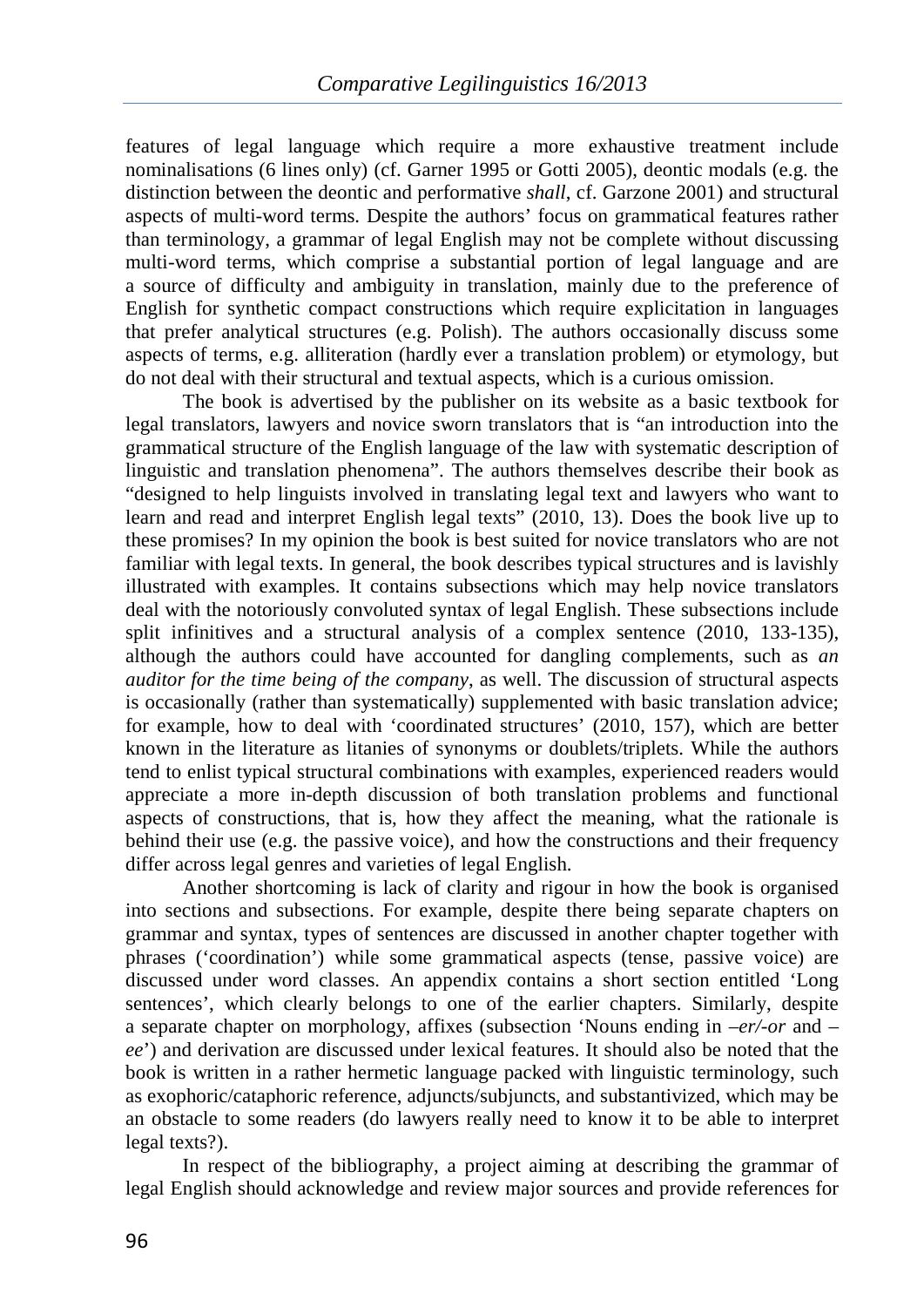features of legal language which require a more exhaustive treatment include nominalisations (6 lines only) (cf. Garner 1995 or Gotti 2005), deontic modals (e.g. the distinction between the deontic and performative *shall*, cf. Garzone 2001) and structural aspects of multi-word terms. Despite the authors' focus on grammatical features rather than terminology, a grammar of legal English may not be complete without discussing multi-word terms, which comprise a substantial portion of legal language and are a source of difficulty and ambiguity in translation, mainly due to the preference of English for synthetic compact constructions which require explicitation in languages that prefer analytical structures (e.g. Polish). The authors occasionally discuss some aspects of terms, e.g. alliteration (hardly ever a translation problem) or etymology, but do not deal with their structural and textual aspects, which is a curious omission.

The book is advertised by the publisher on its website as a basic textbook for legal translators, lawyers and novice sworn translators that is "an introduction into the grammatical structure of the English language of the law with systematic description of linguistic and translation phenomena". The authors themselves describe their book as "designed to help linguists involved in translating legal text and lawyers who want to learn and read and interpret English legal texts" (2010, 13). Does the book live up to these promises? In my opinion the book is best suited for novice translators who are not familiar with legal texts. In general, the book describes typical structures and is lavishly illustrated with examples. It contains subsections which may help novice translators deal with the notoriously convoluted syntax of legal English. These subsections include split infinitives and a structural analysis of a complex sentence (2010, 133-135), although the authors could have accounted for dangling complements, such as *an auditor for the time being of the company*, as well. The discussion of structural aspects is occasionally (rather than systematically) supplemented with basic translation advice; for example, how to deal with 'coordinated structures' (2010, 157), which are better known in the literature as litanies of synonyms or doublets/triplets. While the authors tend to enlist typical structural combinations with examples, experienced readers would appreciate a more in-depth discussion of both translation problems and functional aspects of constructions, that is, how they affect the meaning, what the rationale is behind their use (e.g. the passive voice), and how the constructions and their frequency differ across legal genres and varieties of legal English.

Another shortcoming is lack of clarity and rigour in how the book is organised into sections and subsections. For example, despite there being separate chapters on grammar and syntax, types of sentences are discussed in another chapter together with phrases ('coordination') while some grammatical aspects (tense, passive voice) are discussed under word classes. An appendix contains a short section entitled 'Long sentences', which clearly belongs to one of the earlier chapters. Similarly, despite a separate chapter on morphology, affixes (subsection 'Nouns ending in *–er/-or* and *–ee*') and derivation are discussed under lexical features. It should also be noted that the book is written in a rather hermetic language packed with linguistic terminology, such as exophoric/cataphoric reference, adjuncts/subjuncts, and substantivized, which may be an obstacle to some readers (do lawyers really need to know it to be able to interpret legal texts?).

In respect of the bibliography, a project aiming at describing the grammar of legal English should acknowledge and review major sources and provide references for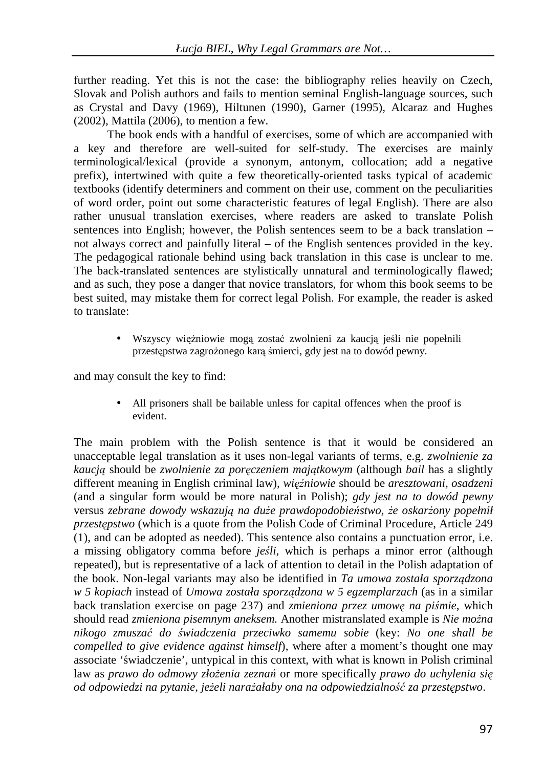further reading. Yet this is not the case: the bibliography relies heavily on Czech, Slovak and Polish authors and fails to mention seminal English-language sources, such as Crystal and Davy (1969), Hiltunen (1990), Garner (1995), Alcaraz and Hughes (2002), Mattila (2006), to mention a few.

The book ends with a handful of exercises, some of which are accompanied with a key and therefore are well-suited for self-study. The exercises are mainly terminological/lexical (provide a synonym, antonym, collocation; add a negative prefix), intertwined with quite a few theoretically-oriented tasks typical of academic textbooks (identify determiners and comment on their use, comment on the peculiarities of word order, point out some characteristic features of legal English). There are also rather unusual translation exercises, where readers are asked to translate Polish sentences into English; however, the Polish sentences seem to be a back translation – not always correct and painfully literal – of the English sentences provided in the key. The pedagogical rationale behind using back translation in this case is unclear to me. The back-translated sentences are stylistically unnatural and terminologically flawed; and as such, they pose a danger that novice translators, for whom this book seems to be best suited, may mistake them for correct legal Polish. For example, the reader is asked to translate:

- Wszyscy więźniowie mogą zostać zwolnieni za kaucją jeśli nie popełnili przestępstwa zagrożonego karą śmierci, gdy jest na to dowód pewny.

and may consult the key to find:

- All prisoners shall be bailable unless for capital offences when the proof is evident.

The main problem with the Polish sentence is that it would be considered an unacceptable legal translation as it uses non-legal variants of terms, e.g. *zwolnienie za kaucją* should be *zwolnienie za poręczeniem majątkowym* (although *bail* has a slightly different meaning in English criminal law), *więźniowie* should be *aresztowani*, *osadzeni* (and a singular form would be more natural in Polish); *gdy jest na to dowód pewny* versus *zebrane dowody wskazują na duże prawdopodobieństwo, że oskarżony popełnił przestępstwo* (which is a quote from the Polish Code of Criminal Procedure, Article 249 (1), and can be adopted as needed). This sentence also contains a punctuation error, i.e. a missing obligatory comma before *jeśli*, which is perhaps a minor error (although repeated), but is representative of a lack of attention to detail in the Polish adaptation of the book. Non-legal variants may also be identified in *Ta umowa została sporządzona w 5 kopiach* instead of *Umowa została sporządzona w 5 egzemplarzach* (as in a similar back translation exercise on page 237) and *zmieniona przez umowę na piśmie*, which should read *zmieniona pisemnym aneksem.* Another mistranslated example is *Nie można nikogo zmuszać do świadczenia przeciwko samemu sobie* (key: *No one shall be compelled to give evidence against himself*), where after a moment's thought one may associate 'świadczenie', untypical in this context, with what is known in Polish criminal law as *prawo do odmowy złożenia zeznań* or more specifically *prawo do uchylenia się od odpowiedzi na pytanie, jeżeli narażałaby ona na odpowiedzialność za przestępstwo*.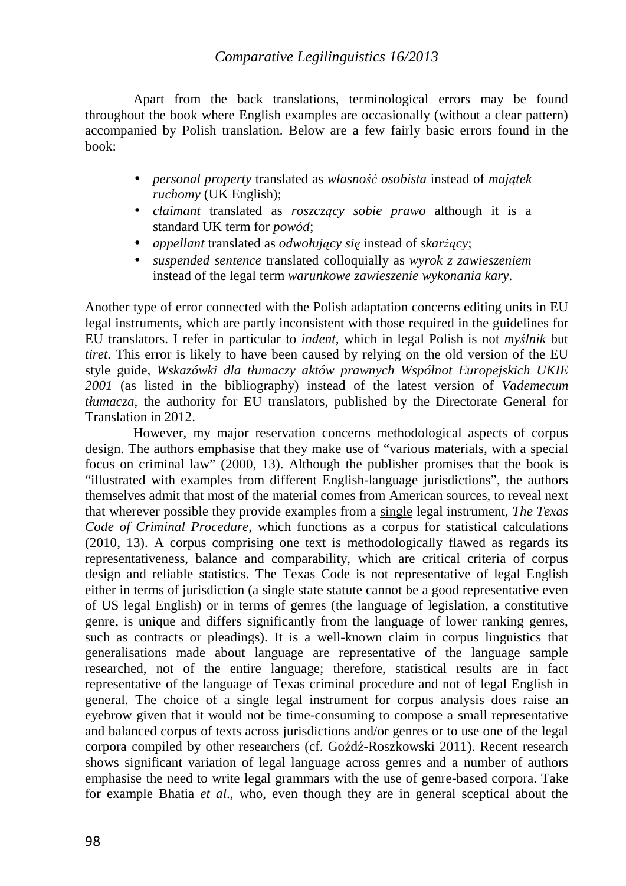Apart from the back translations, terminological errors may be found throughout the book where English examples are occasionally (without a clear pattern) accompanied by Polish translation. Below are a few fairly basic errors found in the book:

- *personal property* translated as *własność osobista* instead of *majątek ruchomy* (UK English);
- *claimant* translated as *roszczący sobie prawo* although it is a standard UK term for *powód*;
- *appellant* translated as *odwołujący się* instead of *skarżący*;
- *suspended sentence* translated colloquially as *wyrok z zawieszeniem* instead of the legal term *warunkowe zawieszenie wykonania kary*.

Another type of error connected with the Polish adaptation concerns editing units in EU legal instruments, which are partly inconsistent with those required in the guidelines for EU translators. I refer in particular to *indent,* which in legal Polish is not *myślnik* but *tiret*. This error is likely to have been caused by relying on the old version of the EU style guide, *Wskazówki dla tłumaczy aktów prawnych Wspólnot Europejskich UKIE 2001* (as listed in the bibliography) instead of the latest version of *Vademecum tłumacza*, the authority for EU translators, published by the Directorate General for Translation in 2012.

However, my major reservation concerns methodological aspects of corpus design. The authors emphasise that they make use of "various materials, with a special focus on criminal law" (2000, 13). Although the publisher promises that the book is "illustrated with examples from different English-language jurisdictions", the authors themselves admit that most of the material comes from American sources, to reveal next that wherever possible they provide examples from a single legal instrument, *The Texas Code of Criminal Procedure*, which functions as a corpus for statistical calculations (2010, 13). A corpus comprising one text is methodologically flawed as regards its representativeness, balance and comparability, which are critical criteria of corpus design and reliable statistics. The Texas Code is not representative of legal English either in terms of jurisdiction (a single state statute cannot be a good representative even of US legal English) or in terms of genres (the language of legislation, a constitutive genre, is unique and differs significantly from the language of lower ranking genres, such as contracts or pleadings). It is a well-known claim in corpus linguistics that generalisations made about language are representative of the language sample researched, not of the entire language; therefore, statistical results are in fact representative of the language of Texas criminal procedure and not of legal English in general. The choice of a single legal instrument for corpus analysis does raise an eyebrow given that it would not be time-consuming to compose a small representative and balanced corpus of texts across jurisdictions and/or genres or to use one of the legal corpora compiled by other researchers (cf. Goźdź-Roszkowski 2011). Recent research shows significant variation of legal language across genres and a number of authors emphasise the need to write legal grammars with the use of genre-based corpora. Take for example Bhatia *et al*., who, even though they are in general sceptical about the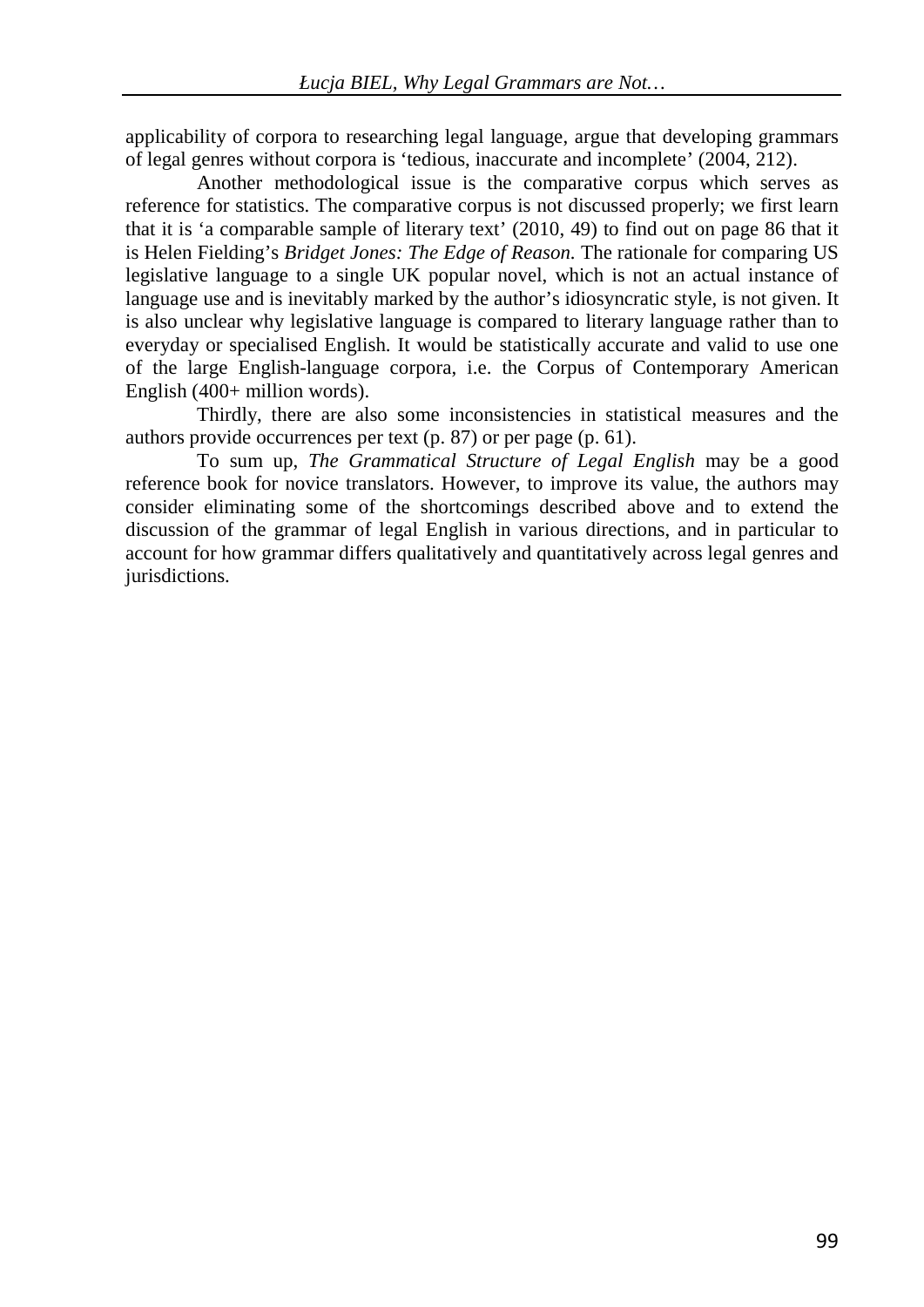applicability of corpora to researching legal language, argue that developing grammars of legal genres without corpora is 'tedious, inaccurate and incomplete' (2004, 212).

Another methodological issue is the comparative corpus which serves as reference for statistics. The comparative corpus is not discussed properly; we first learn that it is 'a comparable sample of literary text' (2010, 49) to find out on page 86 that it is Helen Fielding's *Bridget Jones: The Edge of Reason.* The rationale for comparing US legislative language to a single UK popular novel, which is not an actual instance of language use and is inevitably marked by the author's idiosyncratic style, is not given. It is also unclear why legislative language is compared to literary language rather than to everyday or specialised English. It would be statistically accurate and valid to use one of the large English-language corpora, i.e. the Corpus of Contemporary American English (400+ million words).

Thirdly, there are also some inconsistencies in statistical measures and the authors provide occurrences per text (p. 87) or per page (p. 61).

To sum up, *The Grammatical Structure of Legal English* may be a good reference book for novice translators. However, to improve its value, the authors may consider eliminating some of the shortcomings described above and to extend the discussion of the grammar of legal English in various directions, and in particular to account for how grammar differs qualitatively and quantitatively across legal genres and jurisdictions.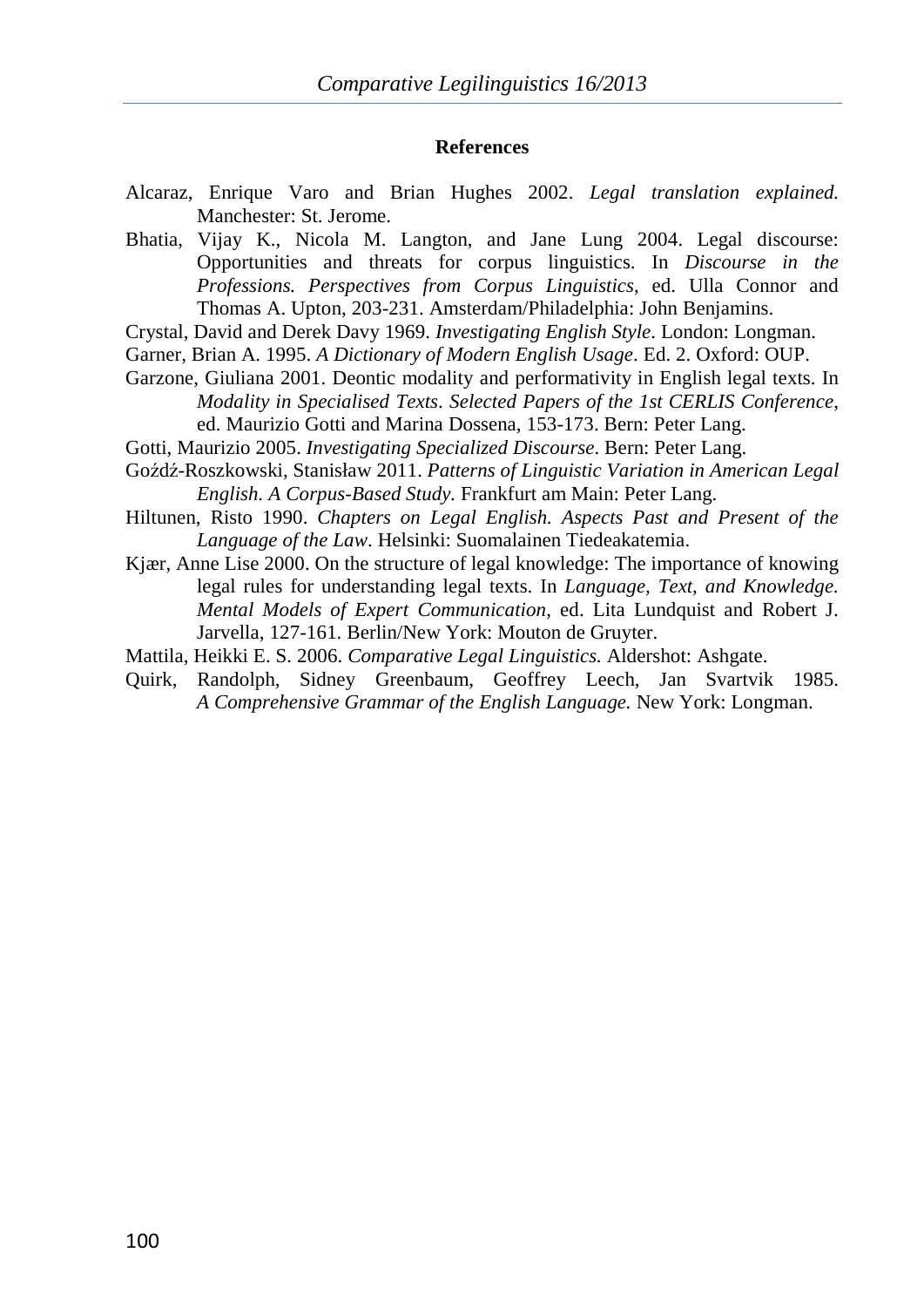## References

Alcaraz, Enrique Varo and Brian Hughes 2002. *Legal translation explained.* Manchester: St. Jerome.

Bhatia, Vijay K., Nicola M. Langton, and Jane Lung 2004. Legal discourse: Opportunities and threats for corpus linguistics. In *Discourse in the Professions. Perspectives from Corpus Linguistics*, ed. Ulla Connor and Thomas A. Upton, 203-231. Amsterdam/Philadelphia: John Benjamins.

Crystal, David and Derek Davy 1969. *Investigating English Style*. London: Longman.

Garner, Brian A. 1995. *A Dictionary of Modern English Usage*. Ed. 2. Oxford: OUP.

Garzone, Giuliana 2001. Deontic modality and performativity in English legal texts. In *Modality in Specialised Texts. Selected Papers of the 1st CERLIS Conference*, ed. Maurizio Gotti and Marina Dossena, 153-173. Bern: Peter Lang.

Gotti, Maurizio 2005. *Investigating Specialized Discourse*. Bern: Peter Lang.

Goźdź-Roszkowski, Stanisław 2011. *Patterns of Linguistic Variation in American Legal English. A Corpus-Based Study.* Frankfurt am Main: Peter Lang.

Hiltunen, Risto 1990. *Chapters on Legal English. Aspects Past and Present of the Language of the Law*. Helsinki: Suomalainen Tiedeakatemia.

Kjær, Anne Lise 2000. On the structure of legal knowledge: The importance of knowing legal rules for understanding legal texts. In *Language, Text, and Knowledge. Mental Models of Expert Communication*, ed. Lita Lundquist and Robert J. Jarvella, 127-161. Berlin/New York: Mouton de Gruyter.

Mattila, Heikki E. S. 2006. *Comparative Legal Linguistics.* Aldershot: Ashgate.

Quirk, Randolph, Sidney Greenbaum, Geoffrey Leech, Jan Svartvik 1985. *A Comprehensive Grammar of the English Language.* New York: Longman.